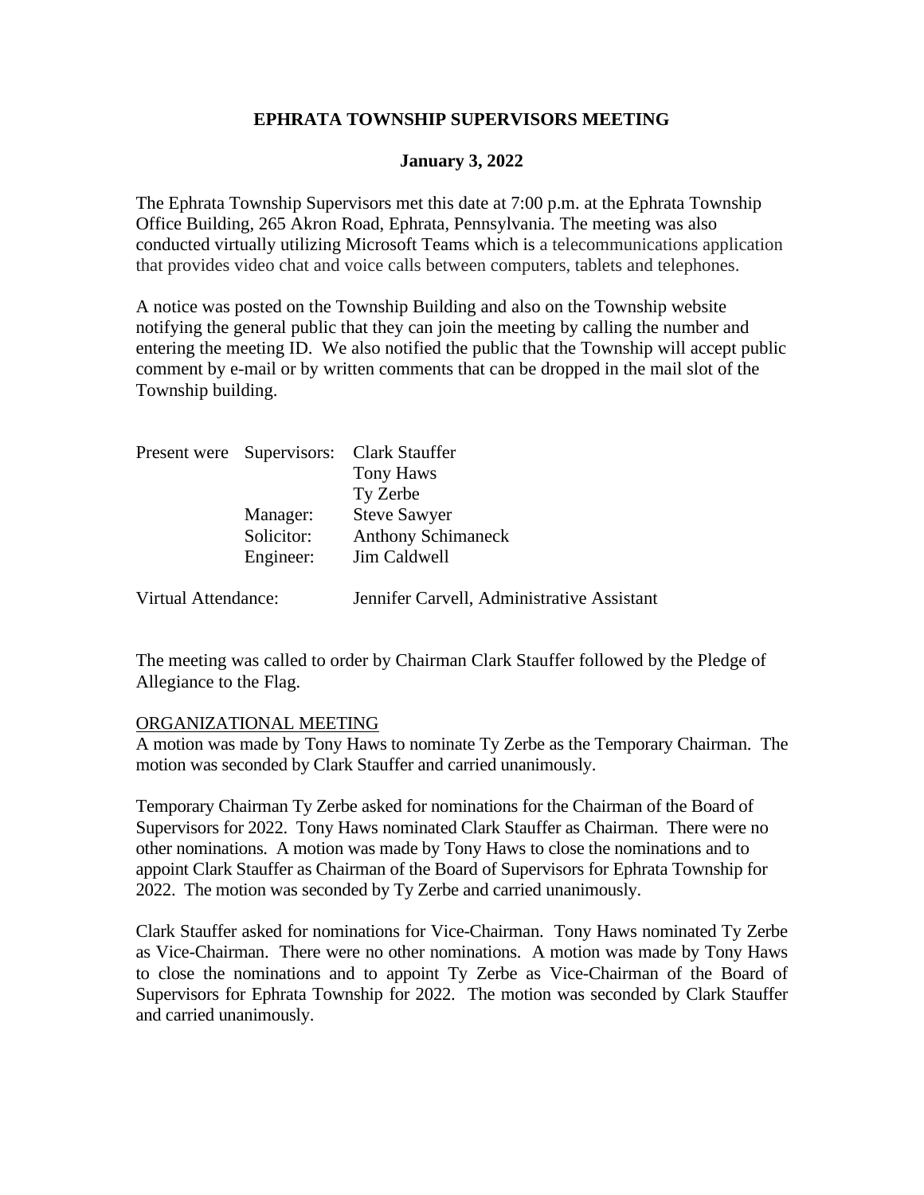# EPHRATA TOWNSHIP SUPERVISORS MEETING

## January 3, 2022

The Ephrata Township Supervisors met this date at 7:00 p.m. at the Ephrata Township Office Building, 265 Akron Road, Ephrata, Pennsylvania. The meeting was also conducted virtually utilizing Microsoft Teams which is a telecommunications application that provides video chat and voice calls between computers, tablets and telephones.

A notice was posted on the Township Building and also on the Township website notifying the general public that they can join the meeting by calling the number and entering the meeting ID. We also notified the public that the Township will accept public comment by e-mail or by written comments that can be dropped in the mail slot of the Township building.

| | | |
|---|---|---|
| Present were | Supervisors: | Clark Stauffer |
| | | Tony Haws |
| | | Ty Zerbe |
| | Manager: | Steve Sawyer |
| | Solicitor: | Anthony Schimaneck |
| | Engineer: | Jim Caldwell |
| Virtual Attendance: | | Jennifer Carvell, Administrative Assistant |

The meeting was called to order by Chairman Clark Stauffer followed by the Pledge of Allegiance to the Flag.

<u>ORGANIZATIONAL MEETING</u>

A motion was made by Tony Haws to nominate Ty Zerbe as the Temporary Chairman. The motion was seconded by Clark Stauffer and carried unanimously.

Temporary Chairman Ty Zerbe asked for nominations for the Chairman of the Board of Supervisors for 2022. Tony Haws nominated Clark Stauffer as Chairman. There were no other nominations. A motion was made by Tony Haws to close the nominations and to appoint Clark Stauffer as Chairman of the Board of Supervisors for Ephrata Township for 2022. The motion was seconded by Ty Zerbe and carried unanimously.

Clark Stauffer asked for nominations for Vice-Chairman. Tony Haws nominated Ty Zerbe as Vice-Chairman. There were no other nominations. A motion was made by Tony Haws to close the nominations and to appoint Ty Zerbe as Vice-Chairman of the Board of Supervisors for Ephrata Township for 2022. The motion was seconded by Clark Stauffer and carried unanimously.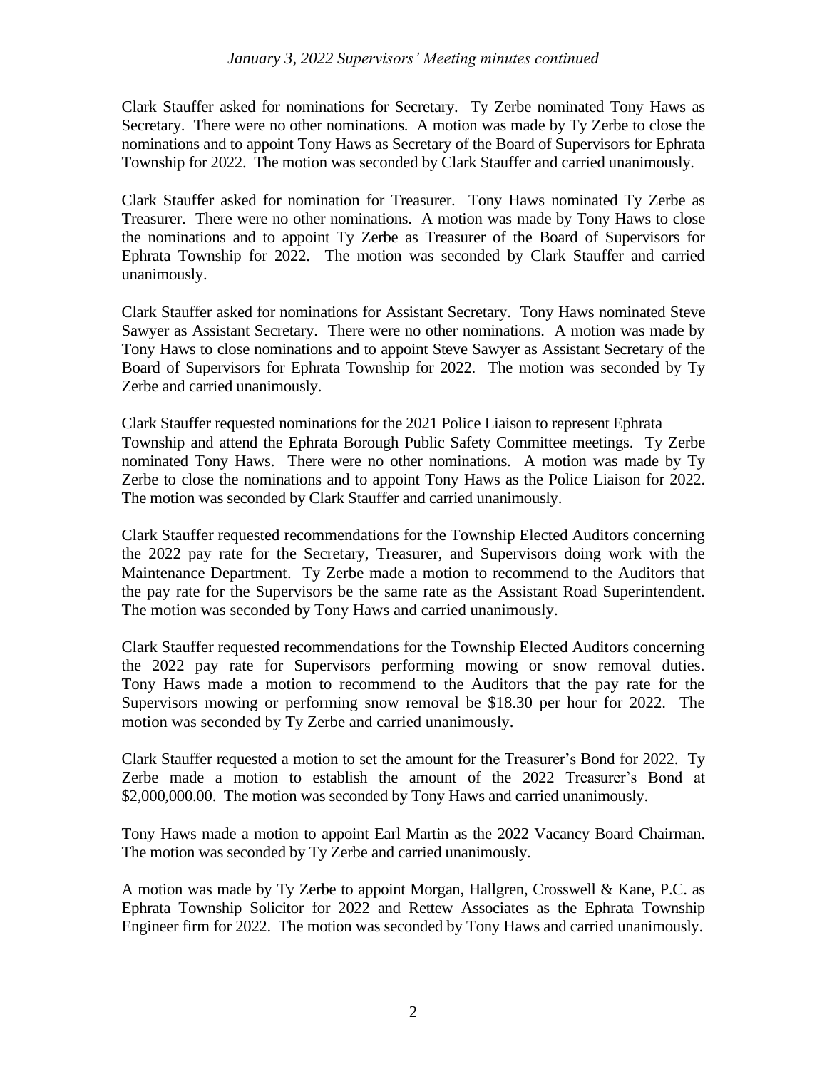Clark Stauffer asked for nominations for Secretary. Ty Zerbe nominated Tony Haws as Secretary. There were no other nominations. A motion was made by Ty Zerbe to close the nominations and to appoint Tony Haws as Secretary of the Board of Supervisors for Ephrata Township for 2022. The motion was seconded by Clark Stauffer and carried unanimously.

Clark Stauffer asked for nomination for Treasurer. Tony Haws nominated Ty Zerbe as Treasurer. There were no other nominations. A motion was made by Tony Haws to close the nominations and to appoint Ty Zerbe as Treasurer of the Board of Supervisors for Ephrata Township for 2022. The motion was seconded by Clark Stauffer and carried unanimously.

Clark Stauffer asked for nominations for Assistant Secretary. Tony Haws nominated Steve Sawyer as Assistant Secretary. There were no other nominations. A motion was made by Tony Haws to close nominations and to appoint Steve Sawyer as Assistant Secretary of the Board of Supervisors for Ephrata Township for 2022. The motion was seconded by Ty Zerbe and carried unanimously.

Clark Stauffer requested nominations for the 2021 Police Liaison to represent Ephrata Township and attend the Ephrata Borough Public Safety Committee meetings. Ty Zerbe nominated Tony Haws. There were no other nominations. A motion was made by Ty Zerbe to close the nominations and to appoint Tony Haws as the Police Liaison for 2022. The motion was seconded by Clark Stauffer and carried unanimously.

Clark Stauffer requested recommendations for the Township Elected Auditors concerning the 2022 pay rate for the Secretary, Treasurer, and Supervisors doing work with the Maintenance Department. Ty Zerbe made a motion to recommend to the Auditors that the pay rate for the Supervisors be the same rate as the Assistant Road Superintendent. The motion was seconded by Tony Haws and carried unanimously.

Clark Stauffer requested recommendations for the Township Elected Auditors concerning the 2022 pay rate for Supervisors performing mowing or snow removal duties. Tony Haws made a motion to recommend to the Auditors that the pay rate for the Supervisors mowing or performing snow removal be $18.30 per hour for 2022. The motion was seconded by Ty Zerbe and carried unanimously.

Clark Stauffer requested a motion to set the amount for the Treasurer's Bond for 2022. Ty Zerbe made a motion to establish the amount of the 2022 Treasurer's Bond at $2,000,000.00. The motion was seconded by Tony Haws and carried unanimously.

Tony Haws made a motion to appoint Earl Martin as the 2022 Vacancy Board Chairman. The motion was seconded by Ty Zerbe and carried unanimously.

A motion was made by Ty Zerbe to appoint Morgan, Hallgren, Crosswell & Kane, P.C. as Ephrata Township Solicitor for 2022 and Rettew Associates as the Ephrata Township Engineer firm for 2022. The motion was seconded by Tony Haws and carried unanimously.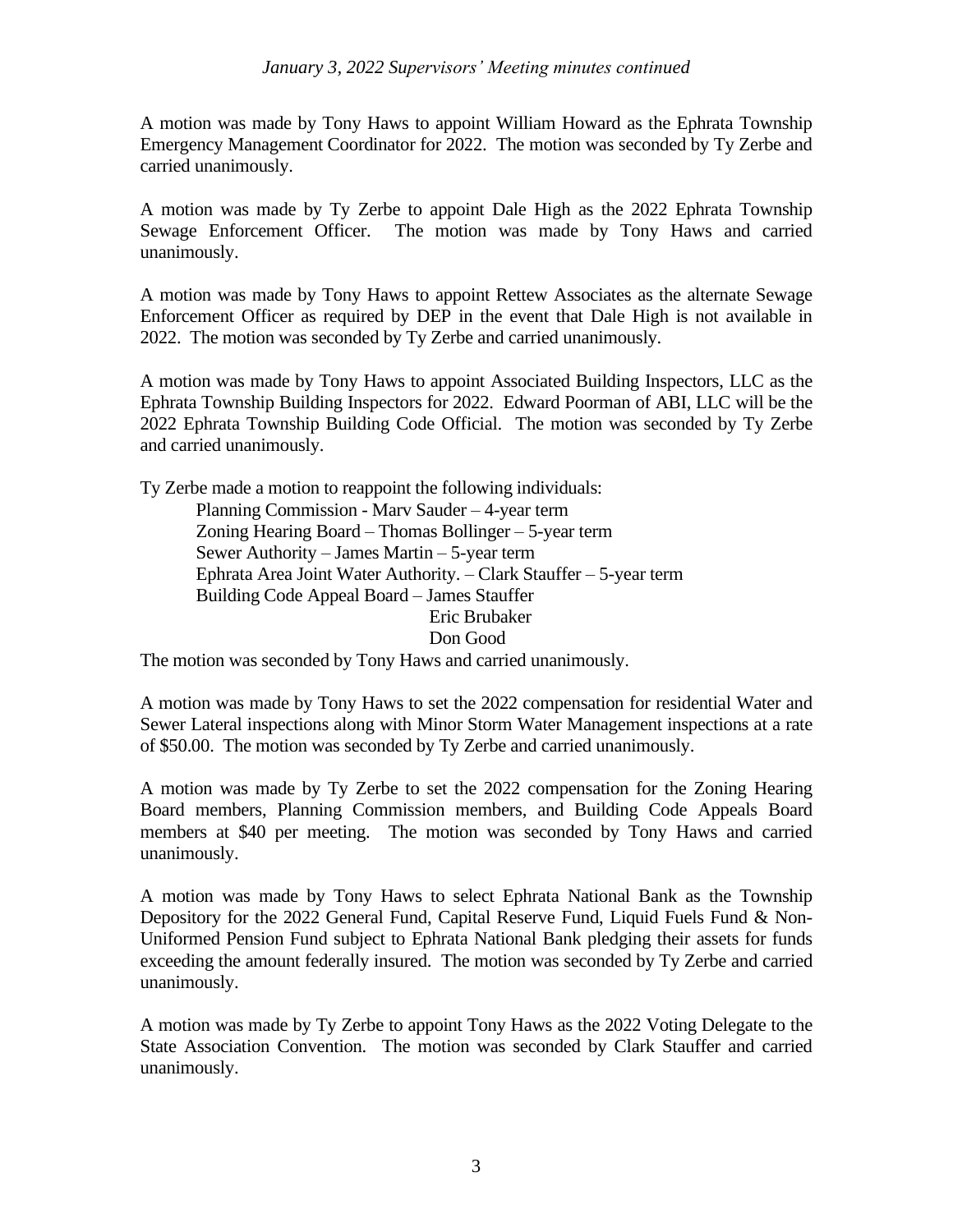A motion was made by Tony Haws to appoint William Howard as the Ephrata Township Emergency Management Coordinator for 2022. The motion was seconded by Ty Zerbe and carried unanimously.

A motion was made by Ty Zerbe to appoint Dale High as the 2022 Ephrata Township Sewage Enforcement Officer. The motion was made by Tony Haws and carried unanimously.

A motion was made by Tony Haws to appoint Rettew Associates as the alternate Sewage Enforcement Officer as required by DEP in the event that Dale High is not available in 2022. The motion was seconded by Ty Zerbe and carried unanimously.

A motion was made by Tony Haws to appoint Associated Building Inspectors, LLC as the Ephrata Township Building Inspectors for 2022. Edward Poorman of ABI, LLC will be the 2022 Ephrata Township Building Code Official. The motion was seconded by Ty Zerbe and carried unanimously.

Ty Zerbe made a motion to reappoint the following individuals:

- Planning Commission - Marv Sauder – 4-year term
- Zoning Hearing Board – Thomas Bollinger – 5-year term
- Sewer Authority – James Martin – 5-year term
- Ephrata Area Joint Water Authority. – Clark Stauffer – 5-year term
- Building Code Appeal Board – James Stauffer
  - Eric Brubaker
  - Don Good

The motion was seconded by Tony Haws and carried unanimously.

A motion was made by Tony Haws to set the 2022 compensation for residential Water and Sewer Lateral inspections along with Minor Storm Water Management inspections at a rate of $50.00. The motion was seconded by Ty Zerbe and carried unanimously.

A motion was made by Ty Zerbe to set the 2022 compensation for the Zoning Hearing Board members, Planning Commission members, and Building Code Appeals Board members at $40 per meeting. The motion was seconded by Tony Haws and carried unanimously.

A motion was made by Tony Haws to select Ephrata National Bank as the Township Depository for the 2022 General Fund, Capital Reserve Fund, Liquid Fuels Fund & Non-Uniformed Pension Fund subject to Ephrata National Bank pledging their assets for funds exceeding the amount federally insured. The motion was seconded by Ty Zerbe and carried unanimously.

A motion was made by Ty Zerbe to appoint Tony Haws as the 2022 Voting Delegate to the State Association Convention. The motion was seconded by Clark Stauffer and carried unanimously.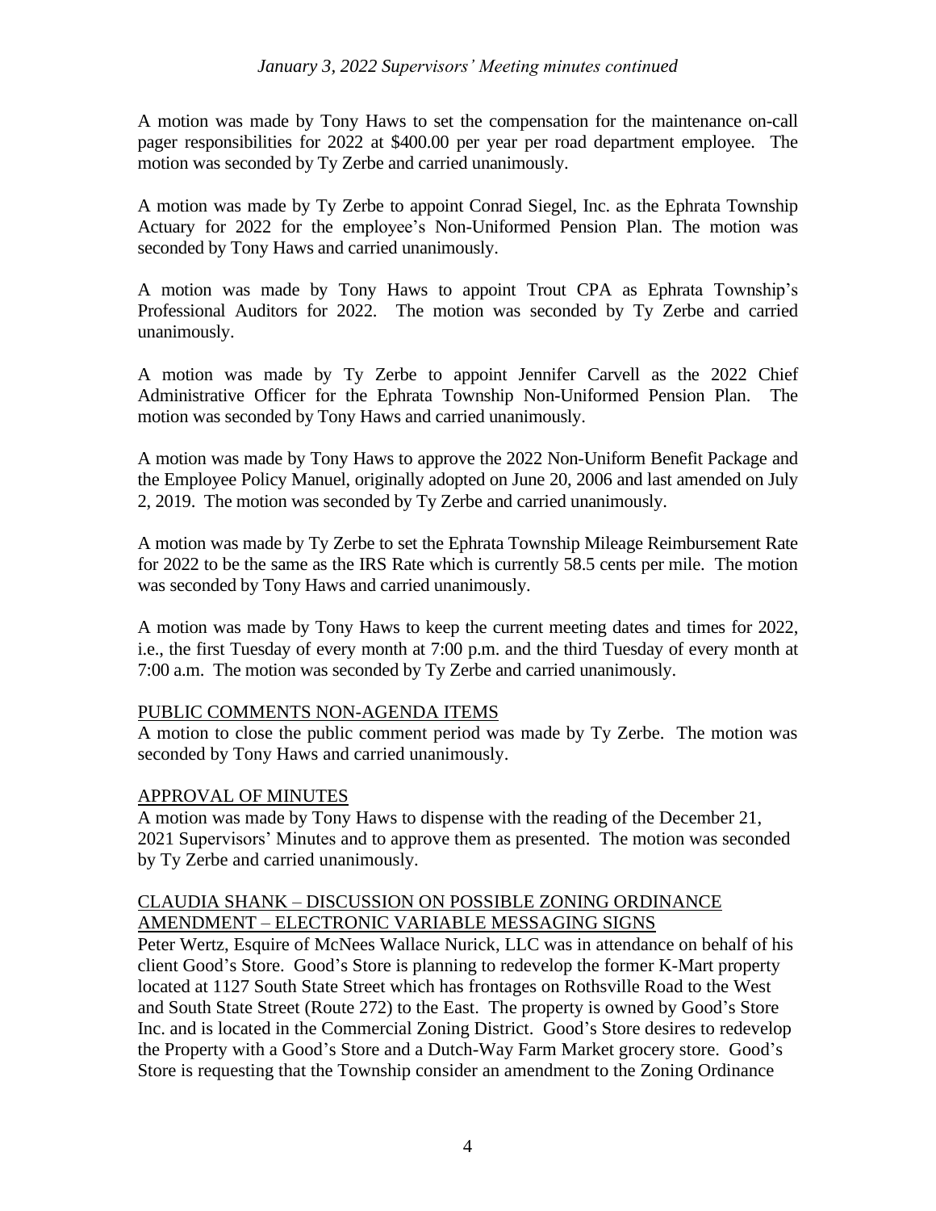A motion was made by Tony Haws to set the compensation for the maintenance on-call pager responsibilities for 2022 at $400.00 per year per road department employee. The motion was seconded by Ty Zerbe and carried unanimously.

A motion was made by Ty Zerbe to appoint Conrad Siegel, Inc. as the Ephrata Township Actuary for 2022 for the employee's Non-Uniformed Pension Plan. The motion was seconded by Tony Haws and carried unanimously.

A motion was made by Tony Haws to appoint Trout CPA as Ephrata Township's Professional Auditors for 2022. The motion was seconded by Ty Zerbe and carried unanimously.

A motion was made by Ty Zerbe to appoint Jennifer Carvell as the 2022 Chief Administrative Officer for the Ephrata Township Non-Uniformed Pension Plan. The motion was seconded by Tony Haws and carried unanimously.

A motion was made by Tony Haws to approve the 2022 Non-Uniform Benefit Package and the Employee Policy Manuel, originally adopted on June 20, 2006 and last amended on July 2, 2019. The motion was seconded by Ty Zerbe and carried unanimously.

A motion was made by Ty Zerbe to set the Ephrata Township Mileage Reimbursement Rate for 2022 to be the same as the IRS Rate which is currently 58.5 cents per mile. The motion was seconded by Tony Haws and carried unanimously.

A motion was made by Tony Haws to keep the current meeting dates and times for 2022, i.e., the first Tuesday of every month at 7:00 p.m. and the third Tuesday of every month at 7:00 a.m. The motion was seconded by Ty Zerbe and carried unanimously.

## PUBLIC COMMENTS NON-AGENDA ITEMS

A motion to close the public comment period was made by Ty Zerbe. The motion was seconded by Tony Haws and carried unanimously.

## APPROVAL OF MINUTES

A motion was made by Tony Haws to dispense with the reading of the December 21, 2021 Supervisors' Minutes and to approve them as presented. The motion was seconded by Ty Zerbe and carried unanimously.

## CLAUDIA SHANK – DISCUSSION ON POSSIBLE ZONING ORDINANCE AMENDMENT – ELECTRONIC VARIABLE MESSAGING SIGNS

Peter Wertz, Esquire of McNees Wallace Nurick, LLC was in attendance on behalf of his client Good's Store. Good's Store is planning to redevelop the former K-Mart property located at 1127 South State Street which has frontages on Rothsville Road to the West and South State Street (Route 272) to the East. The property is owned by Good's Store Inc. and is located in the Commercial Zoning District. Good's Store desires to redevelop the Property with a Good's Store and a Dutch-Way Farm Market grocery store. Good's Store is requesting that the Township consider an amendment to the Zoning Ordinance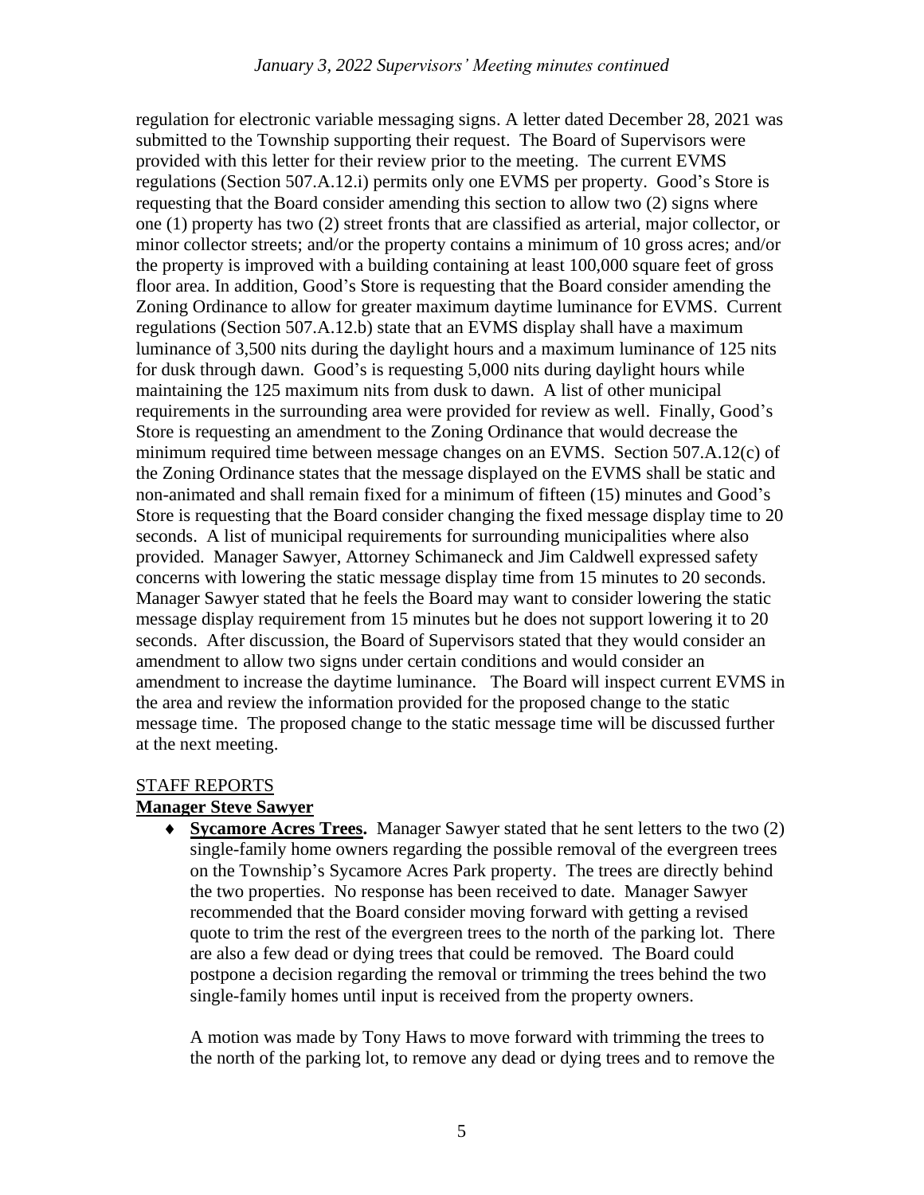regulation for electronic variable messaging signs. A letter dated December 28, 2021 was submitted to the Township supporting their request. The Board of Supervisors were provided with this letter for their review prior to the meeting. The current EVMS regulations (Section 507.A.12.i) permits only one EVMS per property. Good's Store is requesting that the Board consider amending this section to allow two (2) signs where one (1) property has two (2) street fronts that are classified as arterial, major collector, or minor collector streets; and/or the property contains a minimum of 10 gross acres; and/or the property is improved with a building containing at least 100,000 square feet of gross floor area. In addition, Good's Store is requesting that the Board consider amending the Zoning Ordinance to allow for greater maximum daytime luminance for EVMS. Current regulations (Section 507.A.12.b) state that an EVMS display shall have a maximum luminance of 3,500 nits during the daylight hours and a maximum luminance of 125 nits for dusk through dawn. Good's is requesting 5,000 nits during daylight hours while maintaining the 125 maximum nits from dusk to dawn. A list of other municipal requirements in the surrounding area were provided for review as well. Finally, Good's Store is requesting an amendment to the Zoning Ordinance that would decrease the minimum required time between message changes on an EVMS. Section 507.A.12(c) of the Zoning Ordinance states that the message displayed on the EVMS shall be static and non-animated and shall remain fixed for a minimum of fifteen (15) minutes and Good's Store is requesting that the Board consider changing the fixed message display time to 20 seconds. A list of municipal requirements for surrounding municipalities where also provided. Manager Sawyer, Attorney Schimaneck and Jim Caldwell expressed safety concerns with lowering the static message display time from 15 minutes to 20 seconds. Manager Sawyer stated that he feels the Board may want to consider lowering the static message display requirement from 15 minutes but he does not support lowering it to 20 seconds. After discussion, the Board of Supervisors stated that they would consider an amendment to allow two signs under certain conditions and would consider an amendment to increase the daytime luminance. The Board will inspect current EVMS in the area and review the information provided for the proposed change to the static message time. The proposed change to the static message time will be discussed further at the next meeting.

STAFF REPORTS

**Manager Steve Sawyer**

- **Sycamore Acres Trees.** Manager Sawyer stated that he sent letters to the two (2) single-family home owners regarding the possible removal of the evergreen trees on the Township's Sycamore Acres Park property. The trees are directly behind the two properties. No response has been received to date. Manager Sawyer recommended that the Board consider moving forward with getting a revised quote to trim the rest of the evergreen trees to the north of the parking lot. There are also a few dead or dying trees that could be removed. The Board could postpone a decision regarding the removal or trimming the trees behind the two single-family homes until input is received from the property owners.

  A motion was made by Tony Haws to move forward with trimming the trees to the north of the parking lot, to remove any dead or dying trees and to remove the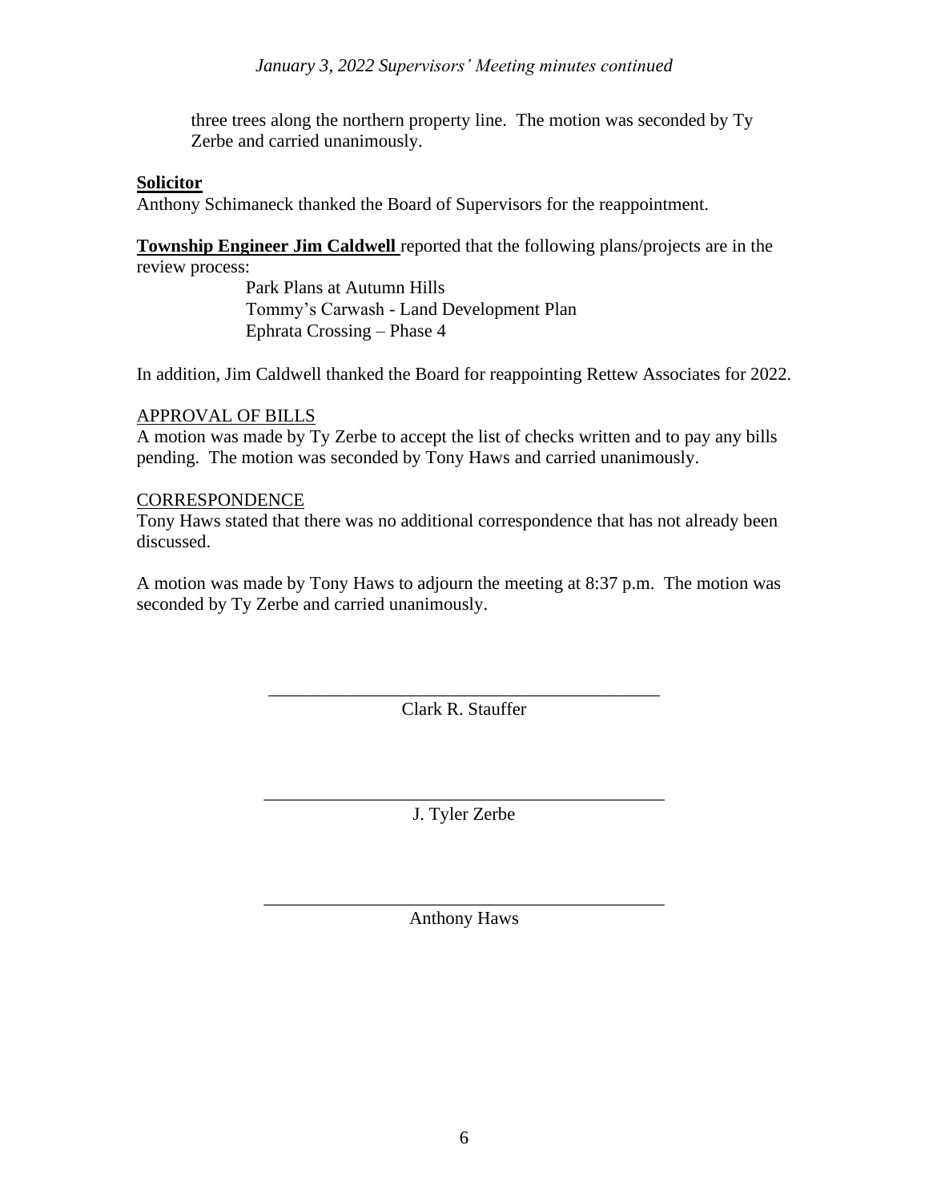three trees along the northern property line. The motion was seconded by Ty Zerbe and carried unanimously.

**Solicitor**

Anthony Schimaneck thanked the Board of Supervisors for the reappointment.

**Township Engineer Jim Caldwell** reported that the following plans/projects are in the review process:

Park Plans at Autumn Hills
Tommy's Carwash - Land Development Plan
Ephrata Crossing – Phase 4

In addition, Jim Caldwell thanked the Board for reappointing Rettew Associates for 2022.

APPROVAL OF BILLS

A motion was made by Ty Zerbe to accept the list of checks written and to pay any bills pending. The motion was seconded by Tony Haws and carried unanimously.

CORRESPONDENCE

Tony Haws stated that there was no additional correspondence that has not already been discussed.

A motion was made by Tony Haws to adjourn the meeting at 8:37 p.m. The motion was seconded by Ty Zerbe and carried unanimously.

\_\_\_\_\_\_\_\_\_\_\_\_\_\_\_\_\_\_\_\_\_\_\_\_\_\_\_\_\_\_\_\_\_\_\_\_\_\_\_\_
Clark R. Stauffer

\_\_\_\_\_\_\_\_\_\_\_\_\_\_\_\_\_\_\_\_\_\_\_\_\_\_\_\_\_\_\_\_\_\_\_\_\_\_\_\_
J. Tyler Zerbe

\_\_\_\_\_\_\_\_\_\_\_\_\_\_\_\_\_\_\_\_\_\_\_\_\_\_\_\_\_\_\_\_\_\_\_\_\_\_\_\_
Anthony Haws